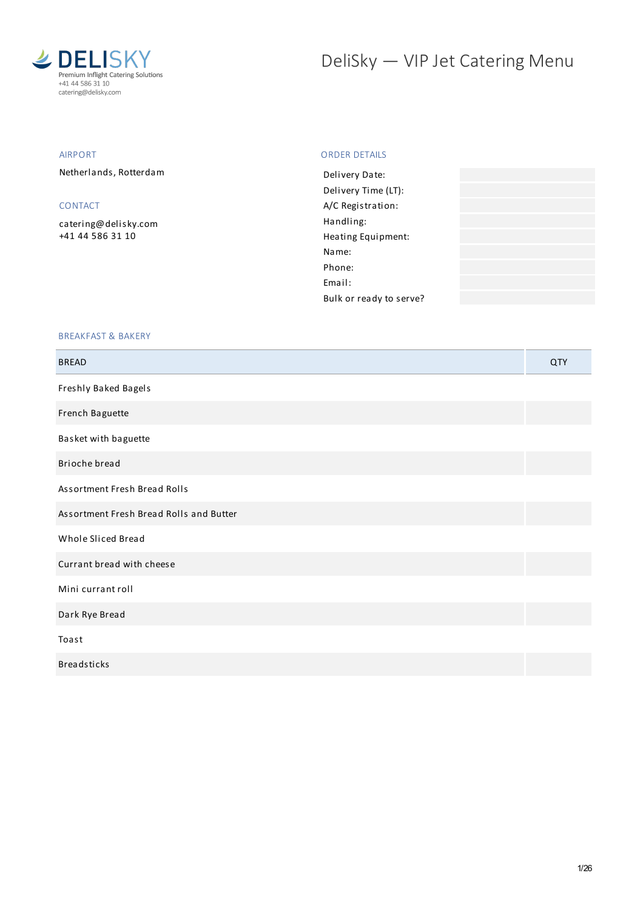DELISKY
Premium Inflight Catering Solutions
+41 44 586 31 10
catering@delisky.com

# DeliSky — VIP Jet Catering Menu

## AIRPORT

Netherlands, Rotterdam

## CONTACT

catering@delisky.com
+41 44 586 31 10

## ORDER DETAILS

| | |
|---|---|
| Delivery Date: | |
| Delivery Time (LT): | |
| A/C Registration: | |
| Handling: | |
| Heating Equipment: | |
| Name: | |
| Phone: | |
| Email: | |
| Bulk or ready to serve? | |

## BREAKFAST & BAKERY

| BREAD | QTY |
|---|---|
| Freshly Baked Bagels | |
| French Baguette | |
| Basket with baguette | |
| Brioche bread | |
| Assortment Fresh Bread Rolls | |
| Assortment Fresh Bread Rolls and Butter | |
| Whole Sliced Bread | |
| Currant bread with cheese | |
| Mini currant roll | |
| Dark Rye Bread | |
| Toast | |
| Breadsticks | |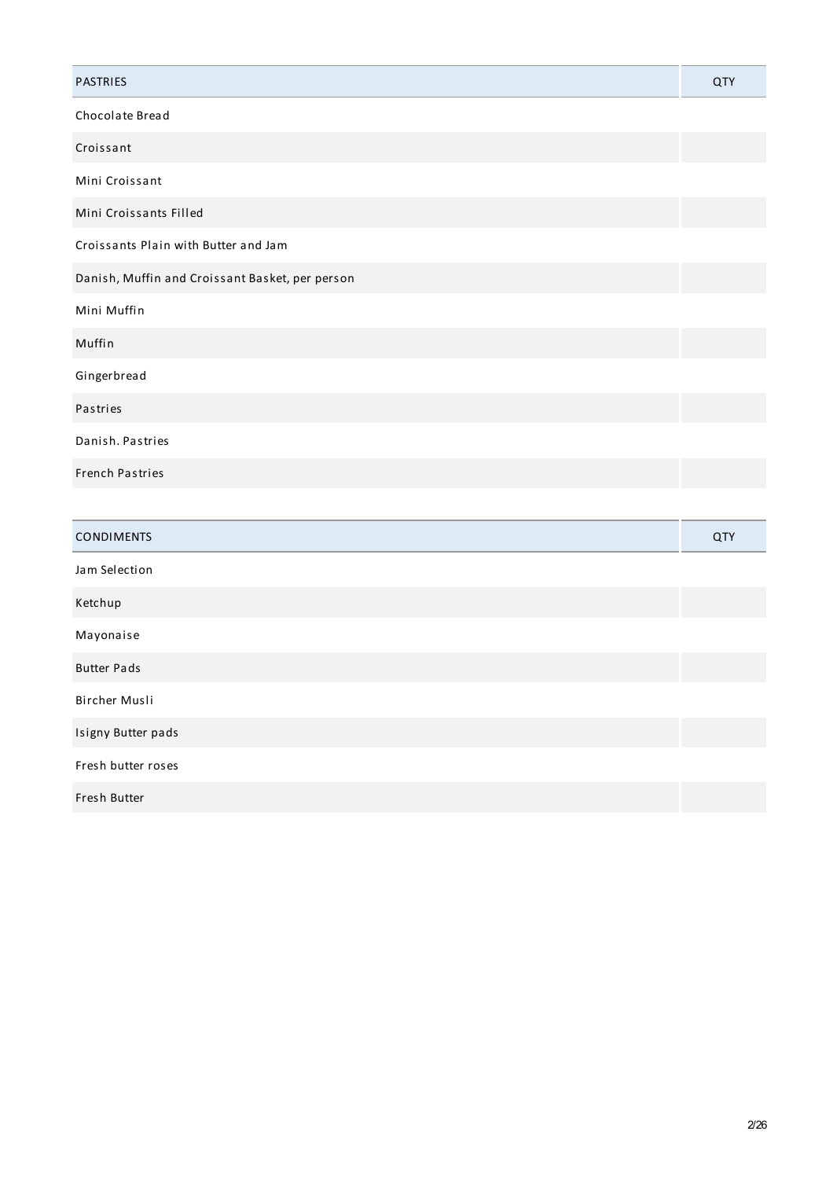| PASTRIES | QTY |
| --- | --- |
| Chocolate Bread | |
| Croissant | |
| Mini Croissant | |
| Mini Croissants Filled | |
| Croissants Plain with Butter and Jam | |
| Danish, Muffin and Croissant Basket, per person | |
| Mini Muffin | |
| Muffin | |
| Gingerbread | |
| Pastries | |
| Danish. Pastries | |
| French Pastries | |

| CONDIMENTS | QTY |
| --- | --- |
| Jam Selection | |
| Ketchup | |
| Mayonaise | |
| Butter Pads | |
| Bircher Musli | |
| Isigny Butter pads | |
| Fresh butter roses | |
| Fresh Butter | |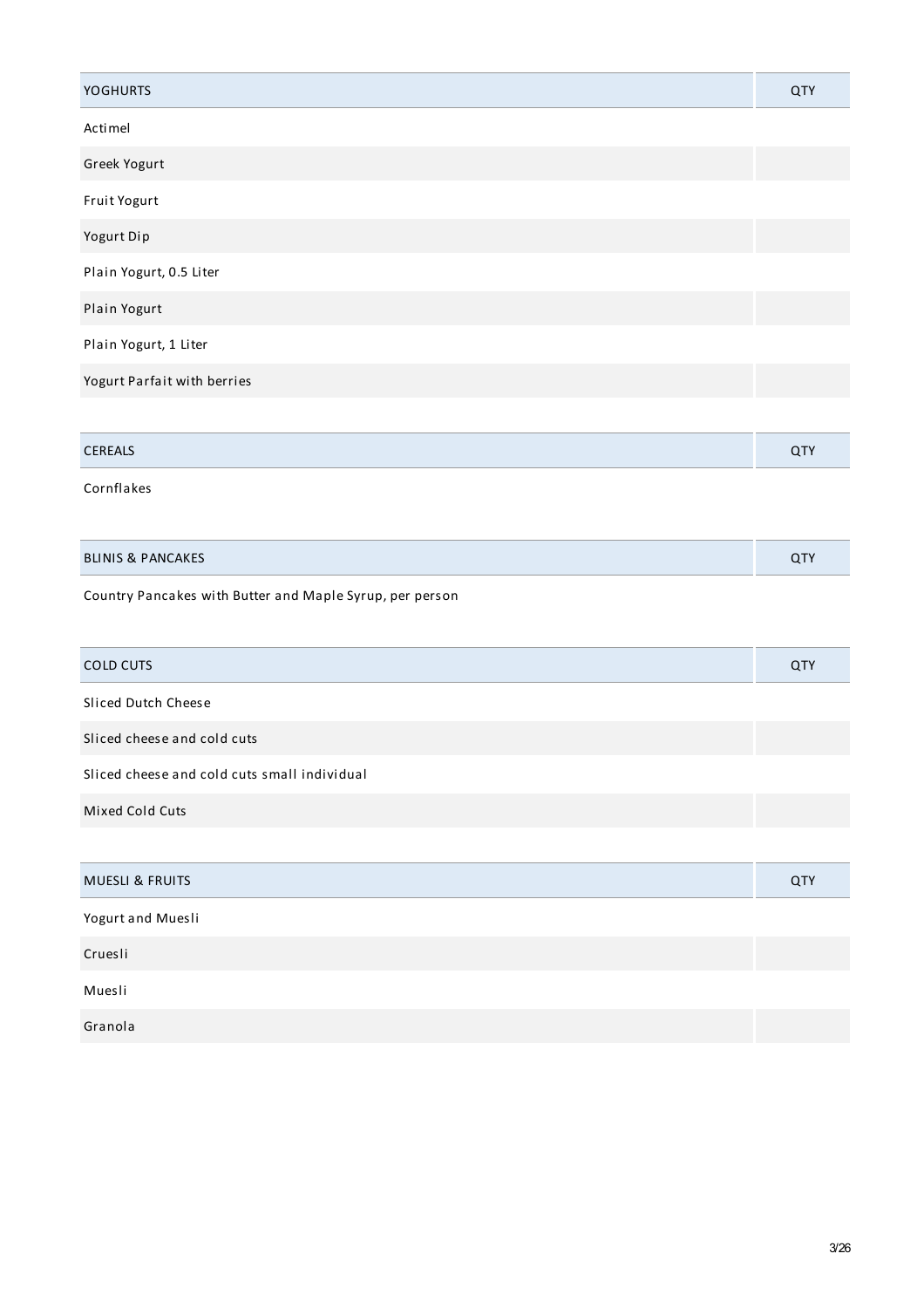| YOGHURTS | QTY |
| --- | --- |
| Actimel | |
| Greek Yogurt | |
| Fruit Yogurt | |
| Yogurt Dip | |
| Plain Yogurt, 0.5 Liter | |
| Plain Yogurt | |
| Plain Yogurt, 1 Liter | |
| Yogurt Parfait with berries | |

| CEREALS | QTY |
| --- | --- |
| Cornflakes | |

| BLINIS & PANCAKES | QTY |
| --- | --- |
| Country Pancakes with Butter and Maple Syrup, per person | |

| COLD CUTS | QTY |
| --- | --- |
| Sliced Dutch Cheese | |
| Sliced cheese and cold cuts | |
| Sliced cheese and cold cuts small individual | |
| Mixed Cold Cuts | |

| MUESLI & FRUITS | QTY |
| --- | --- |
| Yogurt and Muesli | |
| Cruesli | |
| Muesli | |
| Granola | |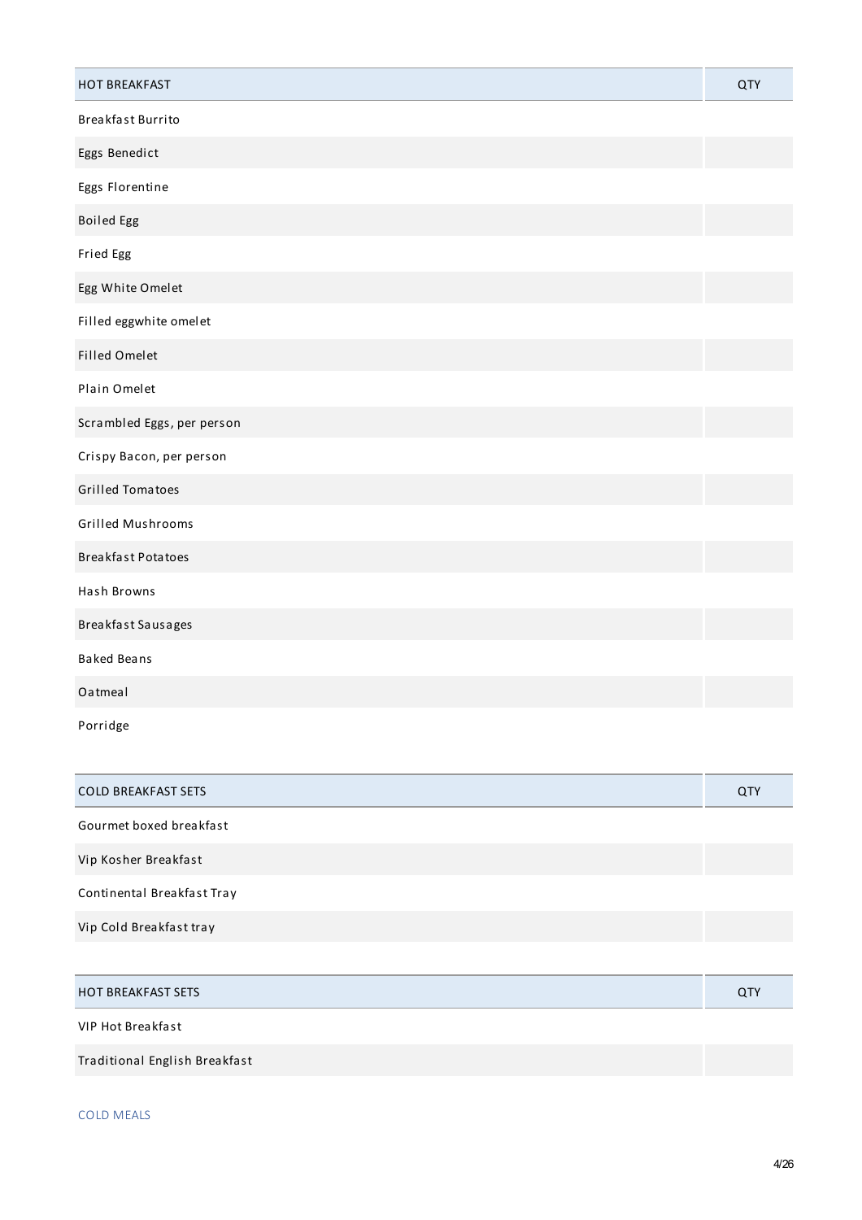| HOT BREAKFAST | QTY |
|---|---|
| Breakfast Burrito | |
| Eggs Benedict | |
| Eggs Florentine | |
| Boiled Egg | |
| Fried Egg | |
| Egg White Omelet | |
| Filled eggwhite omelet | |
| Filled Omelet | |
| Plain Omelet | |
| Scrambled Eggs, per person | |
| Crispy Bacon, per person | |
| Grilled Tomatoes | |
| Grilled Mushrooms | |
| Breakfast Potatoes | |
| Hash Browns | |
| Breakfast Sausages | |
| Baked Beans | |
| Oatmeal | |
| Porridge | |

| COLD BREAKFAST SETS | QTY |
|---|---|
| Gourmet boxed breakfast | |
| Vip Kosher Breakfast | |
| Continental Breakfast Tray | |
| Vip Cold Breakfast tray | |

| HOT BREAKFAST SETS | QTY |
|---|---|
| VIP Hot Breakfast | |
| Traditional English Breakfast | |

COLD MEALS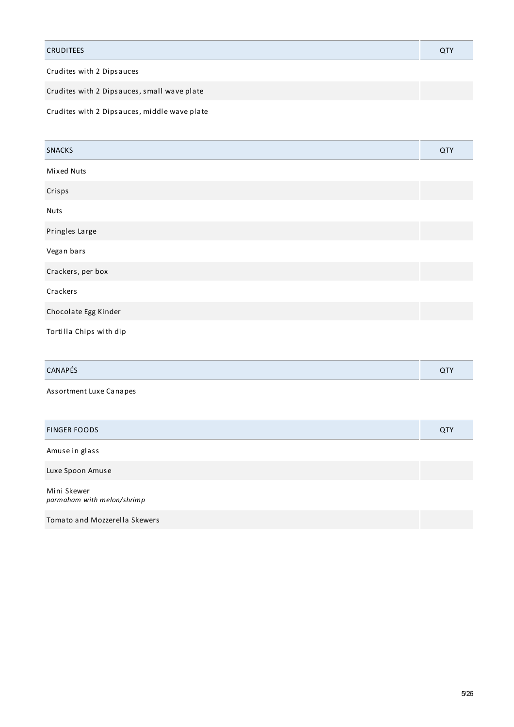| CRUDITEES | QTY |
| --- | --- |
| Crudites with 2 Dipsauces | |
| Crudites with 2 Dipsauces, small wave plate | |
| Crudites with 2 Dipsauces, middle wave plate | |

| SNACKS | QTY |
| --- | --- |
| Mixed Nuts | |
| Crisps | |
| Nuts | |
| Pringles Large | |
| Vegan bars | |
| Crackers, per box | |
| Crackers | |
| Chocolate Egg Kinder | |
| Tortilla Chips with dip | |

| CANAPÉS | QTY |
| --- | --- |
| Assortment Luxe Canapes | |

| FINGER FOODS | QTY |
| --- | --- |
| Amuse in glass | |
| Luxe Spoon Amuse | |
| Mini Skewer<br>*parmaham with melon/shrimp* | |
| Tomato and Mozzerella Skewers | |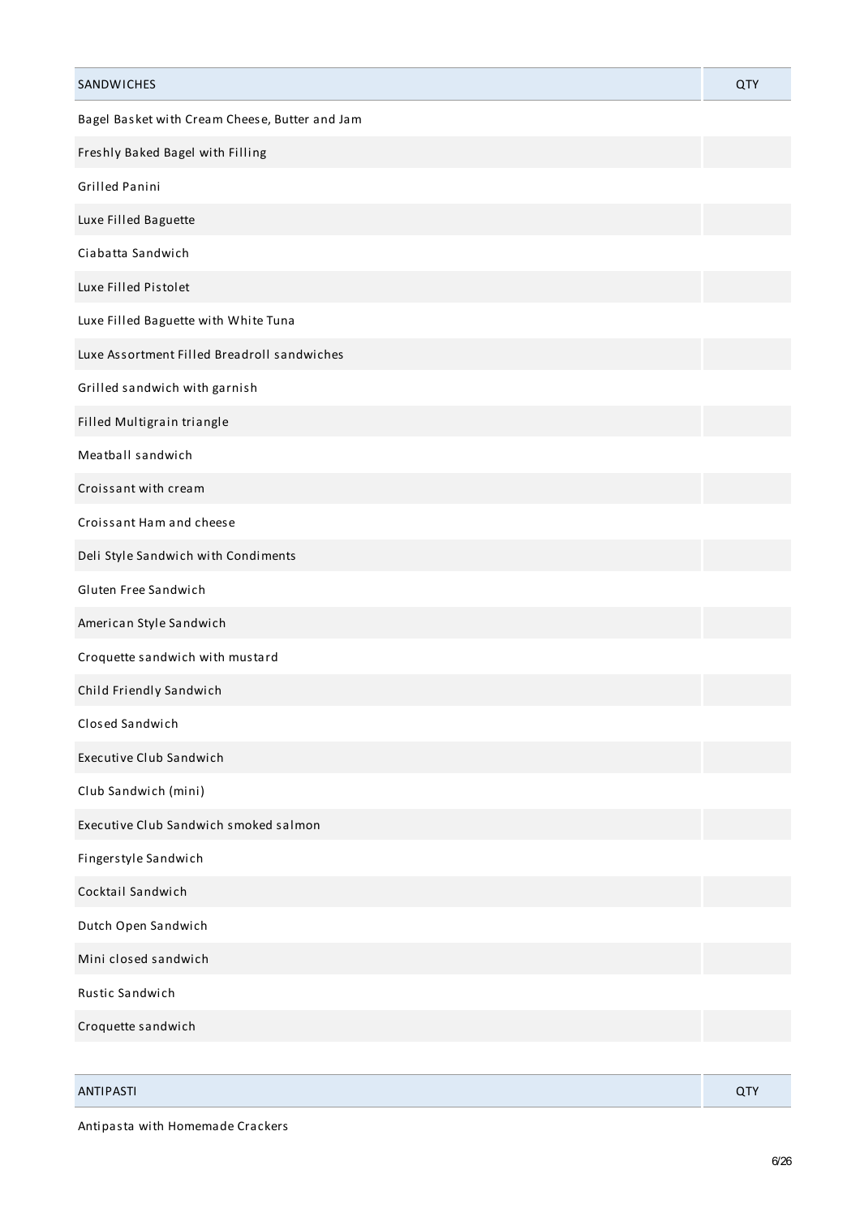| SANDWICHES | QTY |
| --- | --- |
| Bagel Basket with Cream Cheese, Butter and Jam | |
| Freshly Baked Bagel with Filling | |
| Grilled Panini | |
| Luxe Filled Baguette | |
| Ciabatta Sandwich | |
| Luxe Filled Pistolet | |
| Luxe Filled Baguette with White Tuna | |
| Luxe Assortment Filled Breadroll sandwiches | |
| Grilled sandwich with garnish | |
| Filled Multigrain triangle | |
| Meatball sandwich | |
| Croissant with cream | |
| Croissant Ham and cheese | |
| Deli Style Sandwich with Condiments | |
| Gluten Free Sandwich | |
| American Style Sandwich | |
| Croquette sandwich with mustard | |
| Child Friendly Sandwich | |
| Closed Sandwich | |
| Executive Club Sandwich | |
| Club Sandwich (mini) | |
| Executive Club Sandwich smoked salmon | |
| Fingerstyle Sandwich | |
| Cocktail Sandwich | |
| Dutch Open Sandwich | |
| Mini closed sandwich | |
| Rustic Sandwich | |
| Croquette sandwich | |

| ANTIPASTI | QTY |
| --- | --- |
| Antipasta with Homemade Crackers | |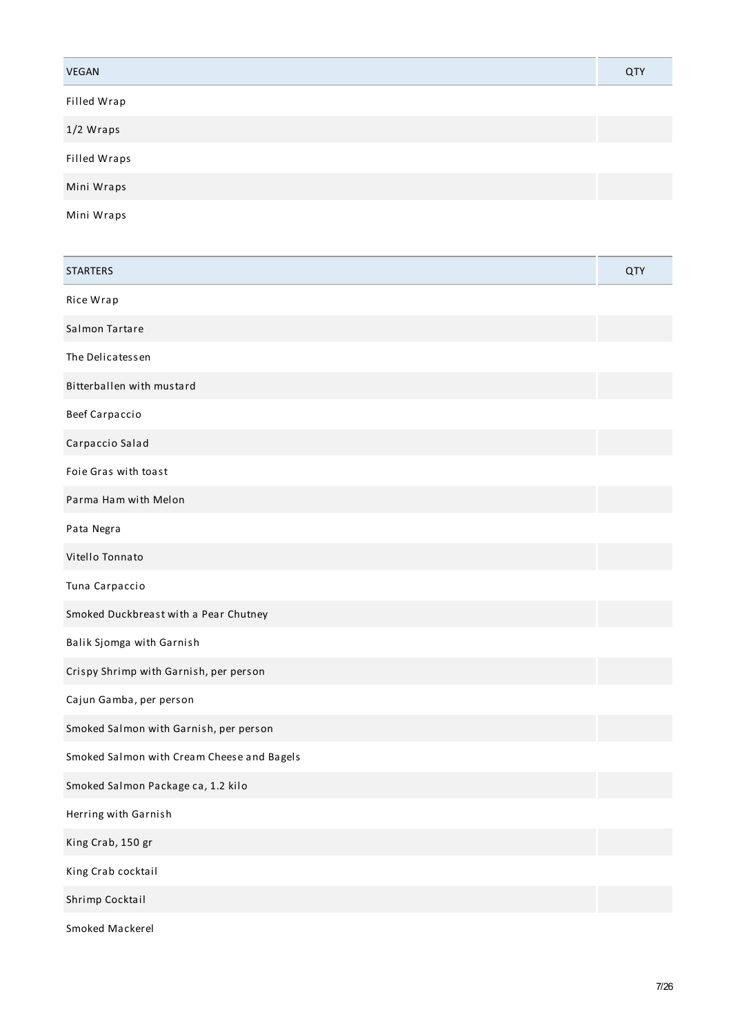| VEGAN | QTY |
| --- | --- |
| Filled Wrap | |
| 1/2 Wraps | |
| Filled Wraps | |
| Mini Wraps | |
| Mini Wraps | |

| STARTERS | QTY |
| --- | --- |
| Rice Wrap | |
| Salmon Tartare | |
| The Delicatessen | |
| Bitterballen with mustard | |
| Beef Carpaccio | |
| Carpaccio Salad | |
| Foie Gras with toast | |
| Parma Ham with Melon | |
| Pata Negra | |
| Vitello Tonnato | |
| Tuna Carpaccio | |
| Smoked Duckbreast with a Pear Chutney | |
| Balik Sjomga with Garnish | |
| Crispy Shrimp with Garnish, per person | |
| Cajun Gamba, per person | |
| Smoked Salmon with Garnish, per person | |
| Smoked Salmon with Cream Cheese and Bagels | |
| Smoked Salmon Package ca, 1.2 kilo | |
| Herring with Garnish | |
| King Crab, 150 gr | |
| King Crab cocktail | |
| Shrimp Cocktail | |
| Smoked Mackerel | |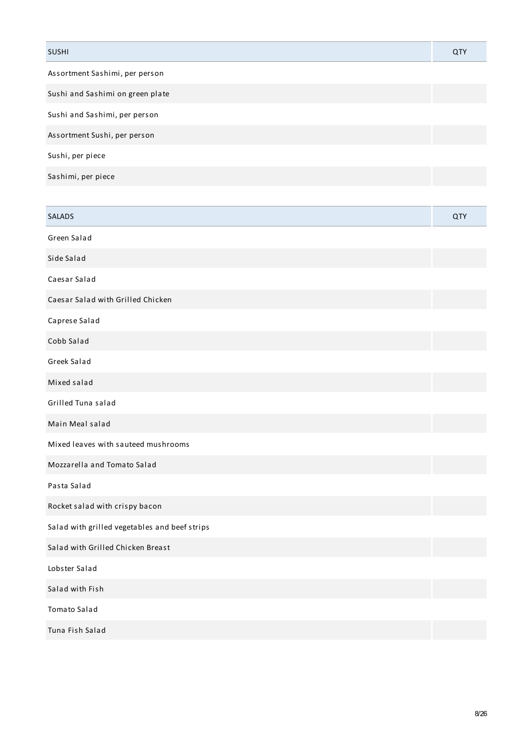| SUSHI | QTY |
| --- | --- |
| Assortment Sashimi, per person | |
| Sushi and Sashimi on green plate | |
| Sushi and Sashimi, per person | |
| Assortment Sushi, per person | |
| Sushi, per piece | |
| Sashimi, per piece | |

| SALADS | QTY |
| --- | --- |
| Green Salad | |
| Side Salad | |
| Caesar Salad | |
| Caesar Salad with Grilled Chicken | |
| Caprese Salad | |
| Cobb Salad | |
| Greek Salad | |
| Mixed salad | |
| Grilled Tuna salad | |
| Main Meal salad | |
| Mixed leaves with sauteed mushrooms | |
| Mozzarella and Tomato Salad | |
| Pasta Salad | |
| Rocket salad with crispy bacon | |
| Salad with grilled vegetables and beef strips | |
| Salad with Grilled Chicken Breast | |
| Lobster Salad | |
| Salad with Fish | |
| Tomato Salad | |
| Tuna Fish Salad | |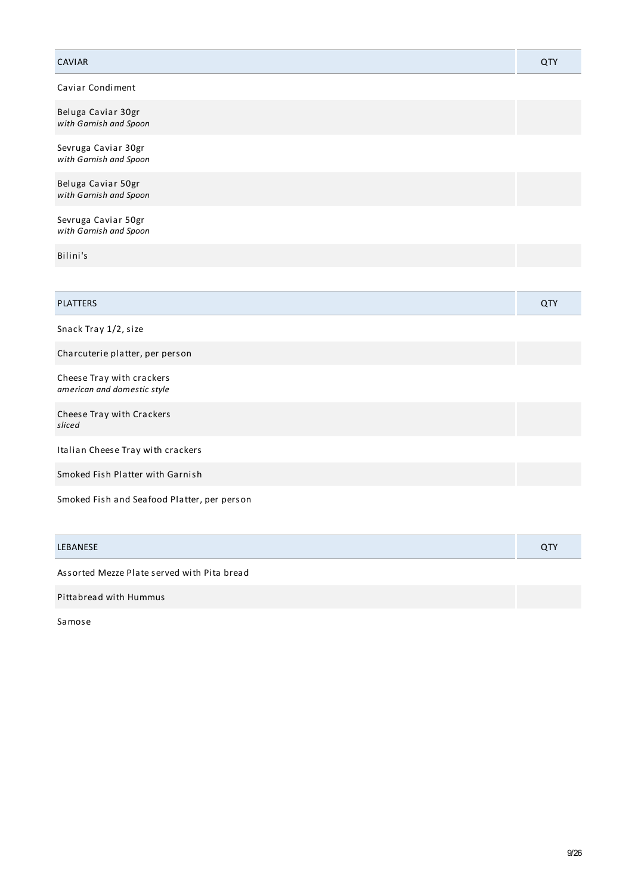| CAVIAR | QTY |
|---|---|
| Caviar Condiment | |
| Beluga Caviar 30gr<br>*with Garnish and Spoon* | |
| Sevruga Caviar 30gr<br>*with Garnish and Spoon* | |
| Beluga Caviar 50gr<br>*with Garnish and Spoon* | |
| Sevruga Caviar 50gr<br>*with Garnish and Spoon* | |
| Bilini's | |

| PLATTERS | QTY |
|---|---|
| Snack Tray 1/2, size | |
| Charcuterie platter, per person | |
| Cheese Tray with crackers<br>*american and domestic style* | |
| Cheese Tray with Crackers<br>*sliced* | |
| Italian Cheese Tray with crackers | |
| Smoked Fish Platter with Garnish | |
| Smoked Fish and Seafood Platter, per person | |

| LEBANESE | QTY |
|---|---|
| Assorted Mezze Plate served with Pita bread | |
| Pittabread with Hummus | |
| Samose | |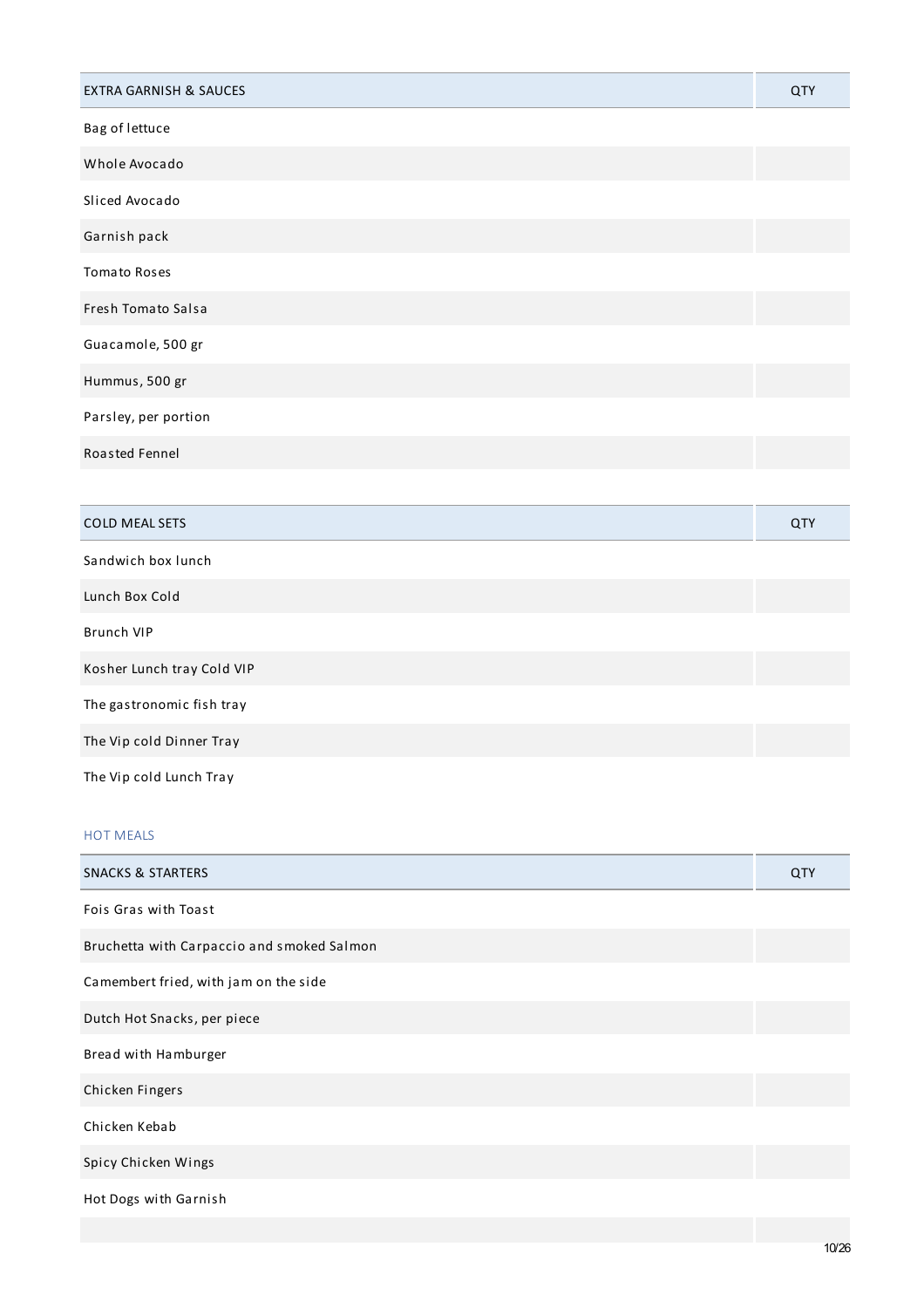| EXTRA GARNISH & SAUCES | QTY |
| --- | --- |
| Bag of lettuce | |
| Whole Avocado | |
| Sliced Avocado | |
| Garnish pack | |
| Tomato Roses | |
| Fresh Tomato Salsa | |
| Guacamole, 500 gr | |
| Hummus, 500 gr | |
| Parsley, per portion | |
| Roasted Fennel | |

| COLD MEAL SETS | QTY |
| --- | --- |
| Sandwich box lunch | |
| Lunch Box Cold | |
| Brunch VIP | |
| Kosher Lunch tray Cold VIP | |
| The gastronomic fish tray | |
| The Vip cold Dinner Tray | |
| The Vip cold Lunch Tray | |

## HOT MEALS

| SNACKS & STARTERS | QTY |
| --- | --- |
| Fois Gras with Toast | |
| Bruchetta with Carpaccio and smoked Salmon | |
| Camembert fried, with jam on the side | |
| Dutch Hot Snacks, per piece | |
| Bread with Hamburger | |
| Chicken Fingers | |
| Chicken Kebab | |
| Spicy Chicken Wings | |
| Hot Dogs with Garnish | |
| | |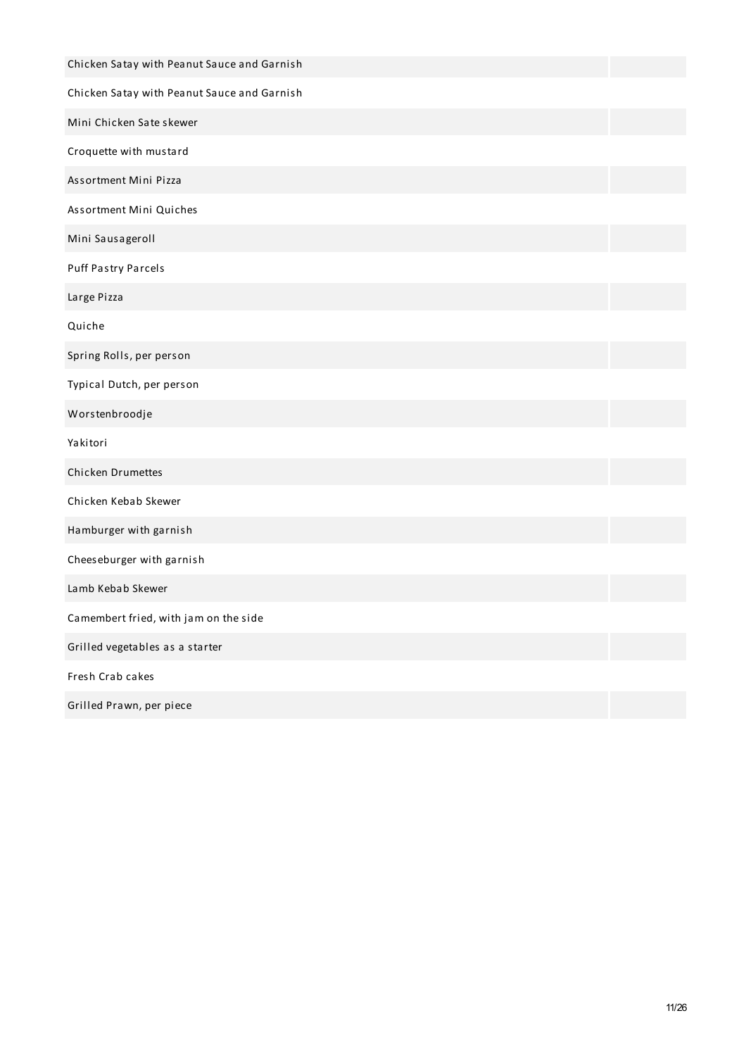| | |
|---|---|
| Chicken Satay with Peanut Sauce and Garnish | |
| Chicken Satay with Peanut Sauce and Garnish | |
| Mini Chicken Sate skewer | |
| Croquette with mustard | |
| Assortment Mini Pizza | |
| Assortment Mini Quiches | |
| Mini Sausageroll | |
| Puff Pastry Parcels | |
| Large Pizza | |
| Quiche | |
| Spring Rolls, per person | |
| Typical Dutch, per person | |
| Worstenbroodje | |
| Yakitori | |
| Chicken Drumettes | |
| Chicken Kebab Skewer | |
| Hamburger with garnish | |
| Cheeseburger with garnish | |
| Lamb Kebab Skewer | |
| Camembert fried, with jam on the side | |
| Grilled vegetables as a starter | |
| Fresh Crab cakes | |
| Grilled Prawn, per piece | |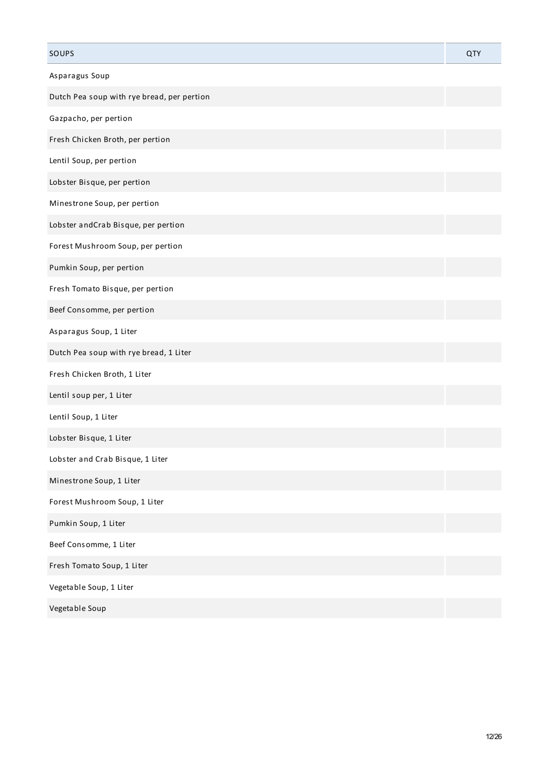| SOUPS | QTY |
| --- | --- |
| Asparagus Soup | |
| Dutch Pea soup with rye bread, per pertion | |
| Gazpacho, per pertion | |
| Fresh Chicken Broth, per pertion | |
| Lentil Soup, per pertion | |
| Lobster Bisque, per pertion | |
| Minestrone Soup, per pertion | |
| Lobster andCrab Bisque, per pertion | |
| Forest Mushroom Soup, per pertion | |
| Pumkin Soup, per pertion | |
| Fresh Tomato Bisque, per pertion | |
| Beef Consomme, per pertion | |
| Asparagus Soup, 1 Liter | |
| Dutch Pea soup with rye bread, 1 Liter | |
| Fresh Chicken Broth, 1 Liter | |
| Lentil soup per, 1 Liter | |
| Lentil Soup, 1 Liter | |
| Lobster Bisque, 1 Liter | |
| Lobster and Crab Bisque, 1 Liter | |
| Minestrone Soup, 1 Liter | |
| Forest Mushroom Soup, 1 Liter | |
| Pumkin Soup, 1 Liter | |
| Beef Consomme, 1 Liter | |
| Fresh Tomato Soup, 1 Liter | |
| Vegetable Soup, 1 Liter | |
| Vegetable Soup | |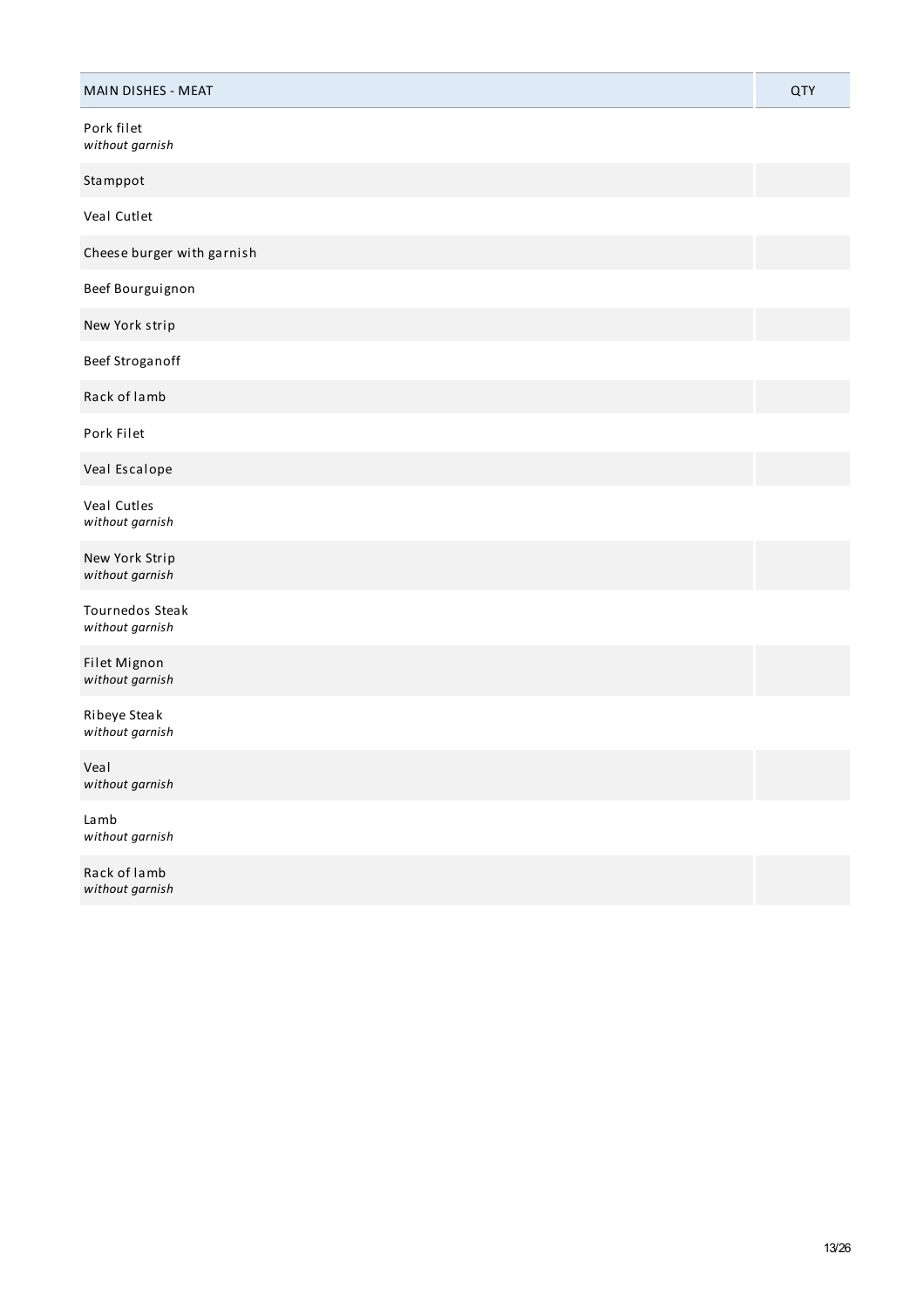| MAIN DISHES - MEAT | QTY |
|---|---|
| Pork filet<br>*without garnish* | |
| Stamppot | |
| Veal Cutlet | |
| Cheese burger with garnish | |
| Beef Bourguignon | |
| New York strip | |
| Beef Stroganoff | |
| Rack of lamb | |
| Pork Filet | |
| Veal Escalope | |
| Veal Cutles<br>*without garnish* | |
| New York Strip<br>*without garnish* | |
| Tournedos Steak<br>*without garnish* | |
| Filet Mignon<br>*without garnish* | |
| Ribeye Steak<br>*without garnish* | |
| Veal<br>*without garnish* | |
| Lamb<br>*without garnish* | |
| Rack of lamb<br>*without garnish* | |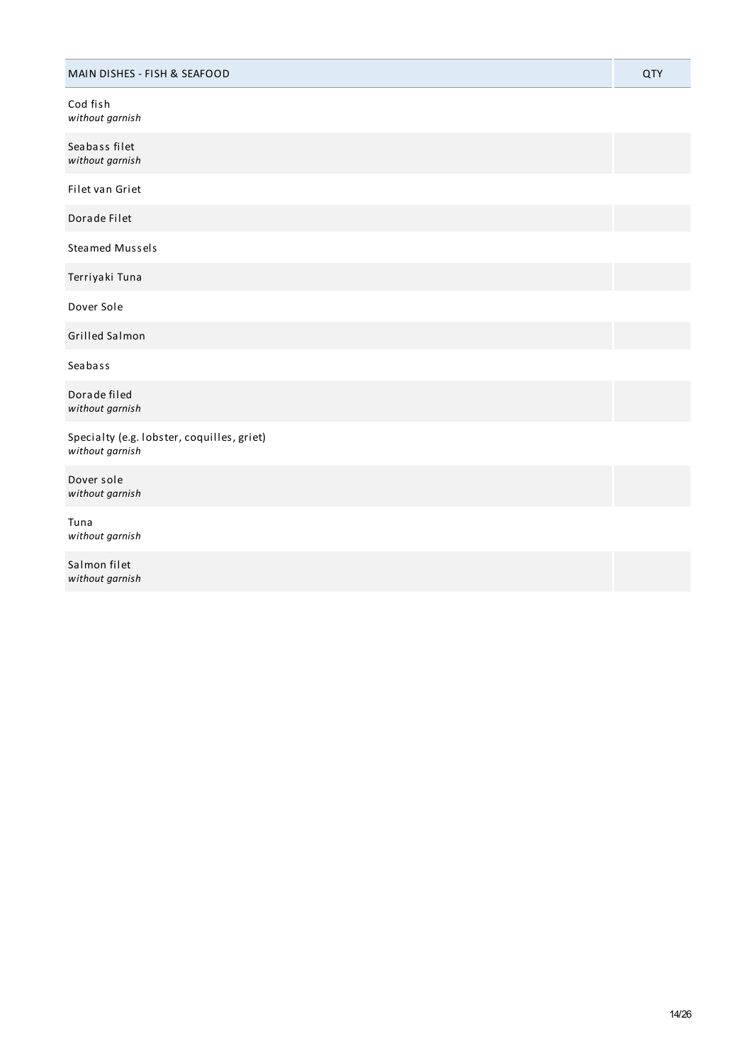| MAIN DISHES - FISH & SEAFOOD | QTY |
| --- | --- |
| Cod fish<br>*without garnish* | |
| Seabass filet<br>*without garnish* | |
| Filet van Griet | |
| Dorade Filet | |
| Steamed Mussels | |
| Terriyaki Tuna | |
| Dover Sole | |
| Grilled Salmon | |
| Seabass | |
| Dorade filed<br>*without garnish* | |
| Specialty (e.g. lobster, coquilles, griet)<br>*without garnish* | |
| Dover sole<br>*without garnish* | |
| Tuna<br>*without garnish* | |
| Salmon filet<br>*without garnish* | |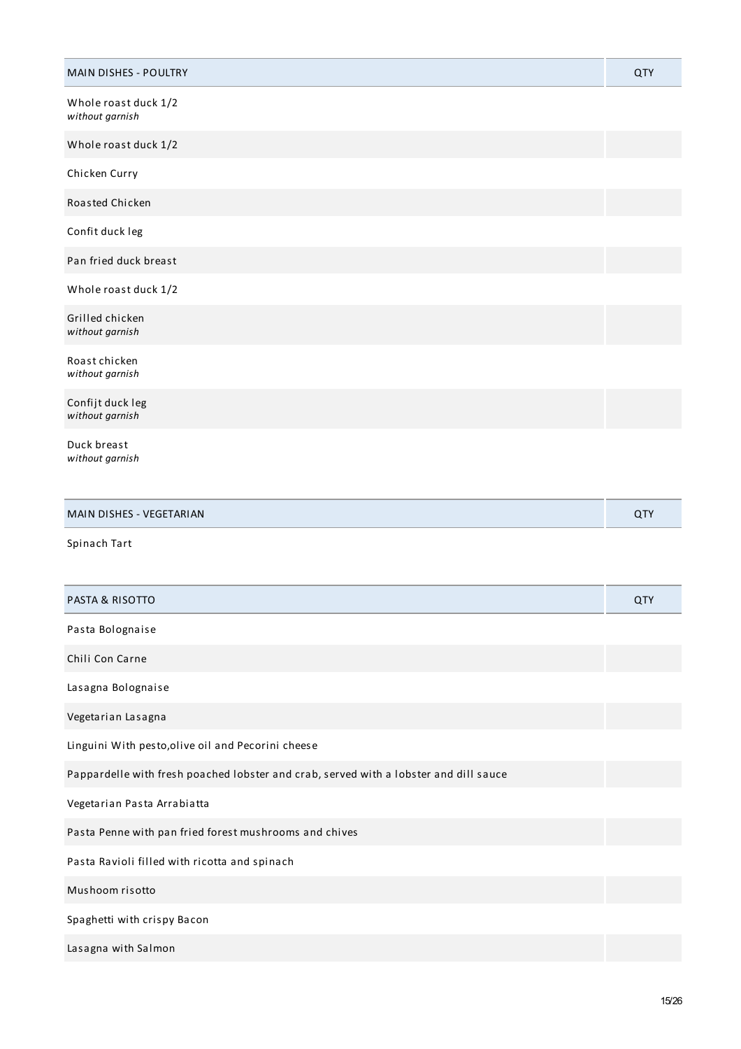| MAIN DISHES - POULTRY | QTY |
|---|---|
| Whole roast duck 1/2<br>*without garnish* | |
| Whole roast duck 1/2 | |
| Chicken Curry | |
| Roasted Chicken | |
| Confit duck leg | |
| Pan fried duck breast | |
| Whole roast duck 1/2 | |
| Grilled chicken<br>*without garnish* | |
| Roast chicken<br>*without garnish* | |
| Confijt duck leg<br>*without garnish* | |
| Duck breast<br>*without garnish* | |

| MAIN DISHES - VEGETARIAN | QTY |
|---|---|
| Spinach Tart | |

| PASTA & RISOTTO | QTY |
|---|---|
| Pasta Bolognaise | |
| Chili Con Carne | |
| Lasagna Bolognaise | |
| Vegetarian Lasagna | |
| Linguini With pesto,olive oil and Pecorini cheese | |
| Pappardelle with fresh poached lobster and crab, served with a lobster and dill sauce | |
| Vegetarian Pasta Arrabiatta | |
| Pasta Penne with pan fried forest mushrooms and chives | |
| Pasta Ravioli filled with ricotta and spinach | |
| Mushoom risotto | |
| Spaghetti with crispy Bacon | |
| Lasagna with Salmon | |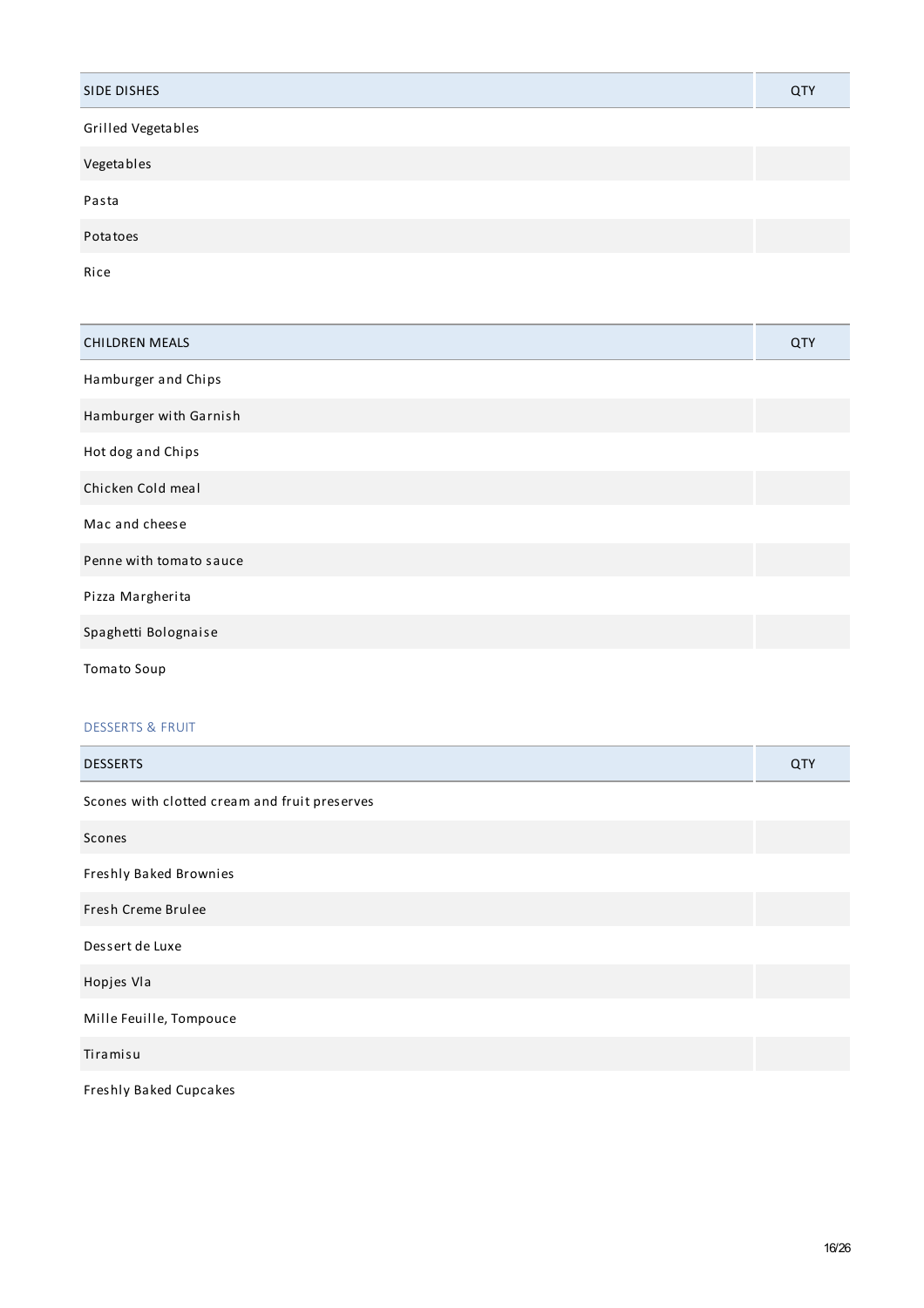| SIDE DISHES | QTY |
|---|---|
| Grilled Vegetables | |
| Vegetables | |
| Pasta | |
| Potatoes | |
| Rice | |

| CHILDREN MEALS | QTY |
|---|---|
| Hamburger and Chips | |
| Hamburger with Garnish | |
| Hot dog and Chips | |
| Chicken Cold meal | |
| Mac and cheese | |
| Penne with tomato sauce | |
| Pizza Margherita | |
| Spaghetti Bolognaise | |
| Tomato Soup | |

## DESSERTS & FRUIT

| DESSERTS | QTY |
|---|---|
| Scones with clotted cream and fruit preserves | |
| Scones | |
| Freshly Baked Brownies | |
| Fresh Creme Brulee | |
| Dessert de Luxe | |
| Hopjes Vla | |
| Mille Feuille, Tompouce | |
| Tiramisu | |
| Freshly Baked Cupcakes | |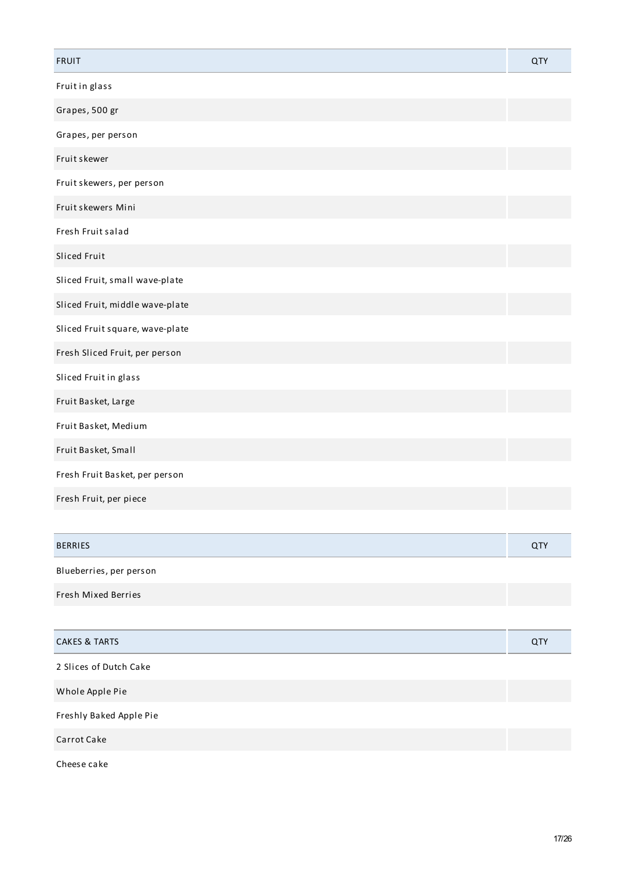| FRUIT | QTY |
| --- | --- |
| Fruit in glass | |
| Grapes, 500 gr | |
| Grapes, per person | |
| Fruit skewer | |
| Fruit skewers, per person | |
| Fruit skewers Mini | |
| Fresh Fruit salad | |
| Sliced Fruit | |
| Sliced Fruit, small wave-plate | |
| Sliced Fruit, middle wave-plate | |
| Sliced Fruit square, wave-plate | |
| Fresh Sliced Fruit, per person | |
| Sliced Fruit in glass | |
| Fruit Basket, Large | |
| Fruit Basket, Medium | |
| Fruit Basket, Small | |
| Fresh Fruit Basket, per person | |
| Fresh Fruit, per piece | |

| BERRIES | QTY |
| --- | --- |
| Blueberries, per person | |
| Fresh Mixed Berries | |

| CAKES & TARTS | QTY |
| --- | --- |
| 2 Slices of Dutch Cake | |
| Whole Apple Pie | |
| Freshly Baked Apple Pie | |
| Carrot Cake | |
| Cheese cake | |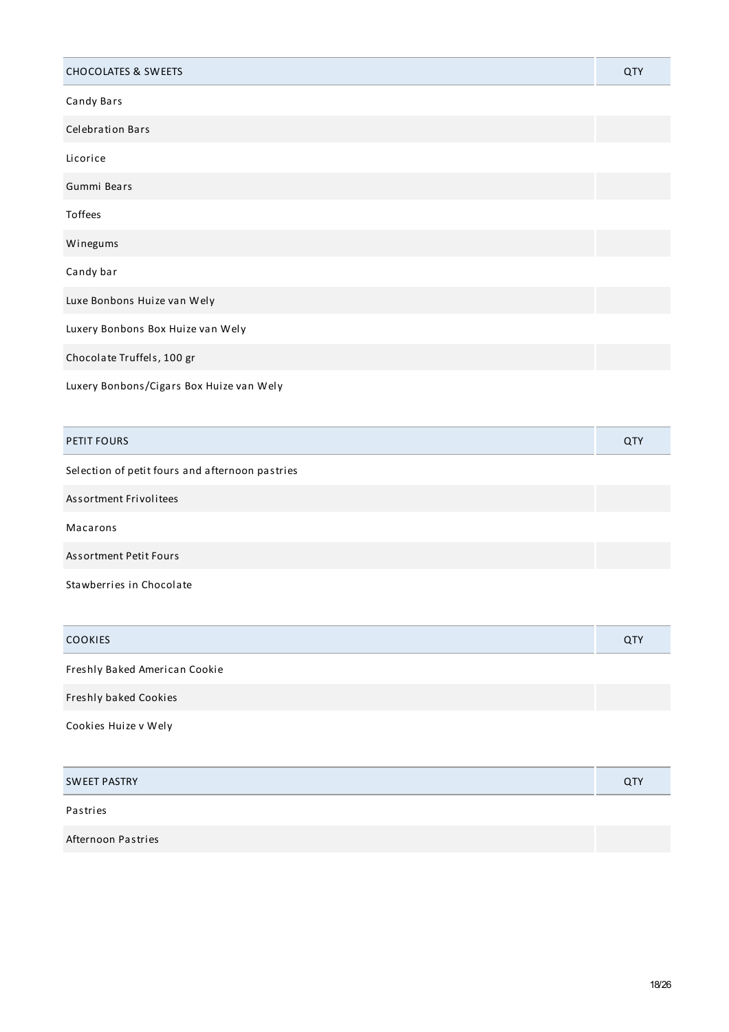| CHOCOLATES & SWEETS | QTY |
| --- | --- |
| Candy Bars | |
| Celebration Bars | |
| Licorice | |
| Gummi Bears | |
| Toffees | |
| Winegums | |
| Candy bar | |
| Luxe Bonbons Huize van Wely | |
| Luxery Bonbons Box Huize van Wely | |
| Chocolate Truffels, 100 gr | |
| Luxery Bonbons/Cigars Box Huize van Wely | |

| PETIT FOURS | QTY |
| --- | --- |
| Selection of petit fours and afternoon pastries | |
| Assortment Frivolitees | |
| Macarons | |
| Assortment Petit Fours | |
| Stawberries in Chocolate | |

| COOKIES | QTY |
| --- | --- |
| Freshly Baked American Cookie | |
| Freshly baked Cookies | |
| Cookies Huize v Wely | |

| SWEET PASTRY | QTY |
| --- | --- |
| Pastries | |
| Afternoon Pastries | |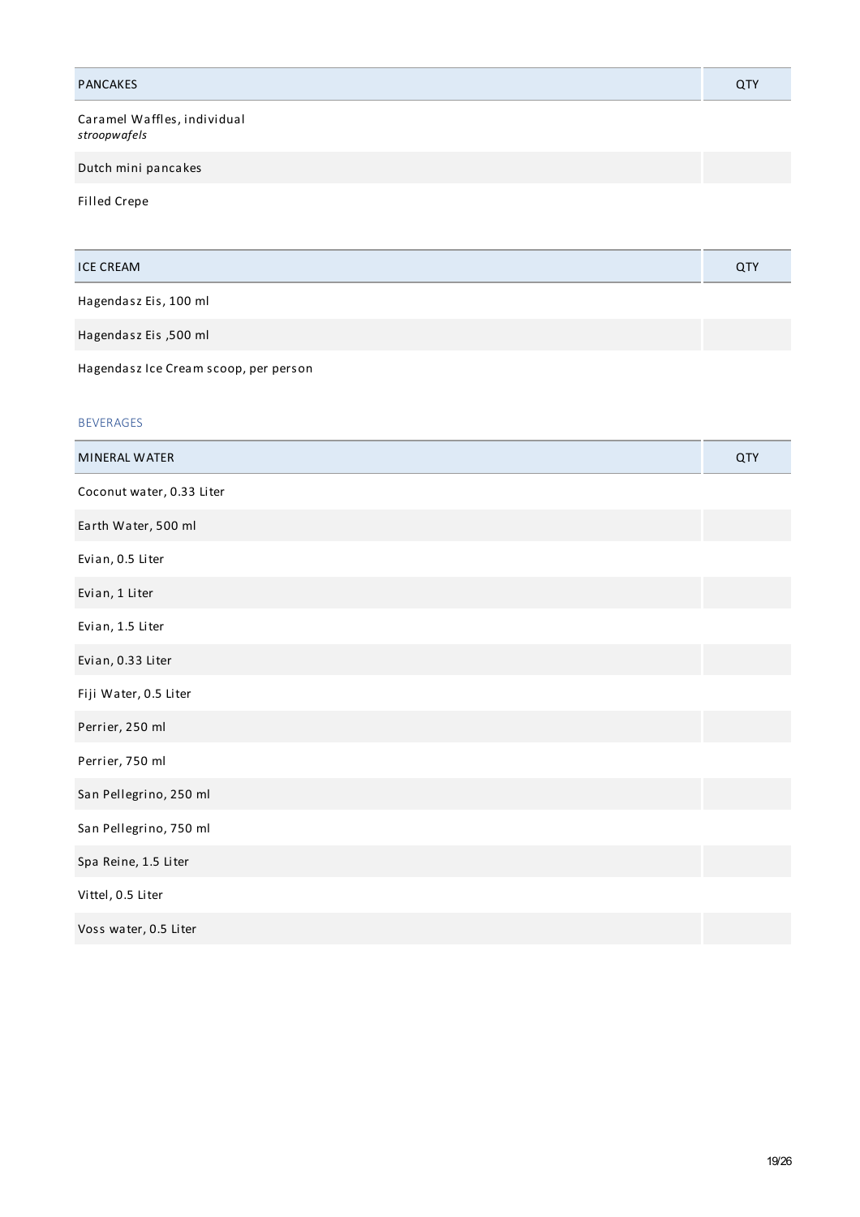| PANCAKES | QTY |
| --- | --- |
| Caramel Waffles, individual<br>*stroopwafels* | |
| Dutch mini pancakes | |
| Filled Crepe | |

| ICE CREAM | QTY |
| --- | --- |
| Hagendasz Eis, 100 ml | |
| Hagendasz Eis ,500 ml | |
| Hagendasz Ice Cream scoop, per person | |

## BEVERAGES

| MINERAL WATER | QTY |
| --- | --- |
| Coconut water, 0.33 Liter | |
| Earth Water, 500 ml | |
| Evian, 0.5 Liter | |
| Evian, 1 Liter | |
| Evian, 1.5 Liter | |
| Evian, 0.33 Liter | |
| Fiji Water, 0.5 Liter | |
| Perrier, 250 ml | |
| Perrier, 750 ml | |
| San Pellegrino, 250 ml | |
| San Pellegrino, 750 ml | |
| Spa Reine, 1.5 Liter | |
| Vittel, 0.5 Liter | |
| Voss water, 0.5 Liter | |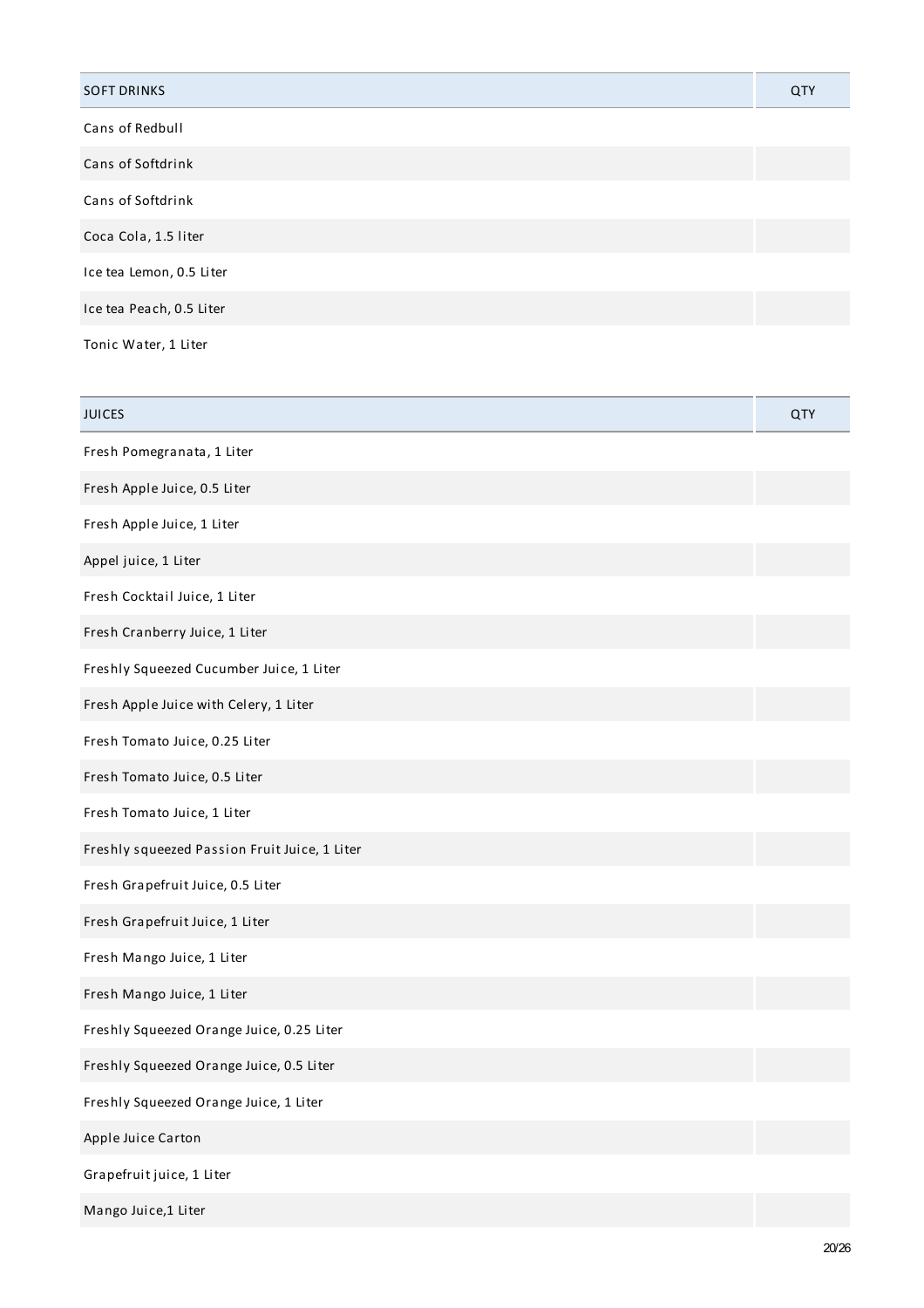| SOFT DRINKS | QTY |
| --- | --- |
| Cans of Redbull | |
| Cans of Softdrink | |
| Cans of Softdrink | |
| Coca Cola, 1.5 liter | |
| Ice tea Lemon, 0.5 Liter | |
| Ice tea Peach, 0.5 Liter | |
| Tonic Water, 1 Liter | |

| JUICES | QTY |
| --- | --- |
| Fresh Pomegranata, 1 Liter | |
| Fresh Apple Juice, 0.5 Liter | |
| Fresh Apple Juice, 1 Liter | |
| Appel juice, 1 Liter | |
| Fresh Cocktail Juice, 1 Liter | |
| Fresh Cranberry Juice, 1 Liter | |
| Freshly Squeezed Cucumber Juice, 1 Liter | |
| Fresh Apple Juice with Celery, 1 Liter | |
| Fresh Tomato Juice, 0.25 Liter | |
| Fresh Tomato Juice, 0.5 Liter | |
| Fresh Tomato Juice, 1 Liter | |
| Freshly squeezed Passion Fruit Juice, 1 Liter | |
| Fresh Grapefruit Juice, 0.5 Liter | |
| Fresh Grapefruit Juice, 1 Liter | |
| Fresh Mango Juice, 1 Liter | |
| Fresh Mango Juice, 1 Liter | |
| Freshly Squeezed Orange Juice, 0.25 Liter | |
| Freshly Squeezed Orange Juice, 0.5 Liter | |
| Freshly Squeezed Orange Juice, 1 Liter | |
| Apple Juice Carton | |
| Grapefruit juice, 1 Liter | |
| Mango Juice,1 Liter | |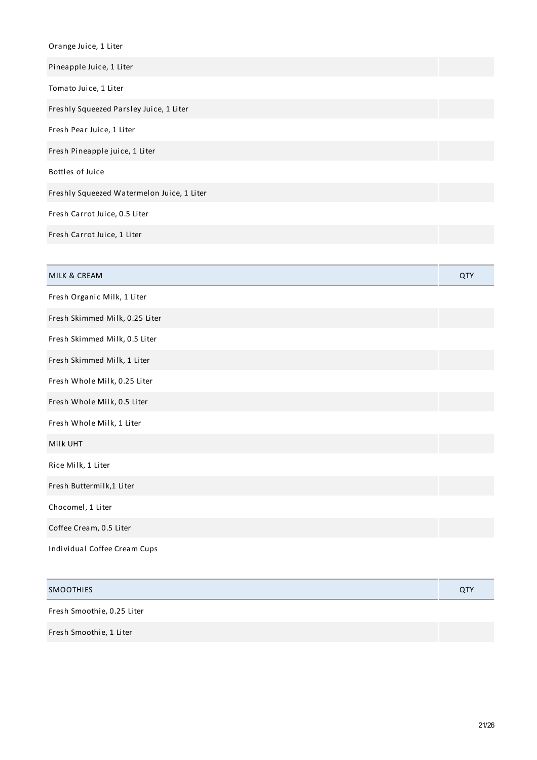| | |
|---|---|
| Orange Juice, 1 Liter | |
| Pineapple Juice, 1 Liter | |
| Tomato Juice, 1 Liter | |
| Freshly Squeezed Parsley Juice, 1 Liter | |
| Fresh Pear Juice, 1 Liter | |
| Fresh Pineapple juice, 1 Liter | |
| Bottles of Juice | |
| Freshly Squeezed Watermelon Juice, 1 Liter | |
| Fresh Carrot Juice, 0.5 Liter | |
| Fresh Carrot Juice, 1 Liter | |

| MILK & CREAM | QTY |
|---|---|
| Fresh Organic Milk, 1 Liter | |
| Fresh Skimmed Milk, 0.25 Liter | |
| Fresh Skimmed Milk, 0.5 Liter | |
| Fresh Skimmed Milk, 1 Liter | |
| Fresh Whole Milk, 0.25 Liter | |
| Fresh Whole Milk, 0.5 Liter | |
| Fresh Whole Milk, 1 Liter | |
| Milk UHT | |
| Rice Milk, 1 Liter | |
| Fresh Buttermilk,1 Liter | |
| Chocomel, 1 Liter | |
| Coffee Cream, 0.5 Liter | |
| Individual Coffee Cream Cups | |

| SMOOTHIES | QTY |
|---|---|
| Fresh Smoothie, 0.25 Liter | |
| Fresh Smoothie, 1 Liter | |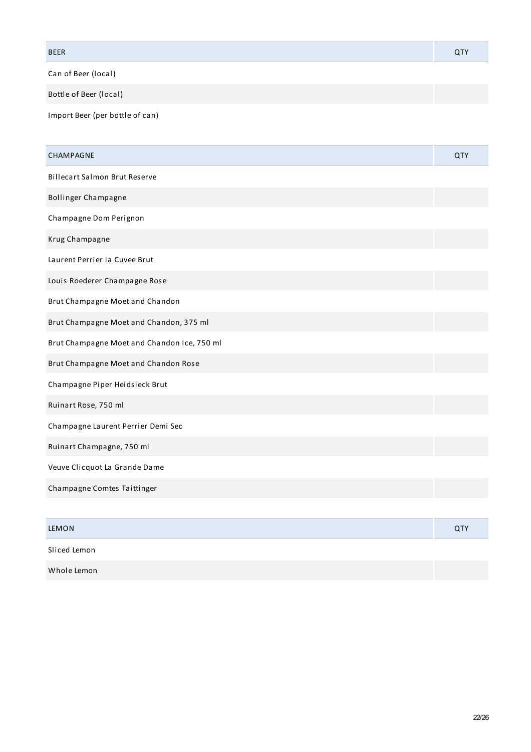| BEER | QTY |
| --- | --- |
| Can of Beer (local) | |
| Bottle of Beer (local) | |
| Import Beer (per bottle of can) | |

| CHAMPAGNE | QTY |
| --- | --- |
| Billecart Salmon Brut Reserve | |
| Bollinger Champagne | |
| Champagne Dom Perignon | |
| Krug Champagne | |
| Laurent Perrier la Cuvee Brut | |
| Louis Roederer Champagne Rose | |
| Brut Champagne Moet and Chandon | |
| Brut Champagne Moet and Chandon, 375 ml | |
| Brut Champagne Moet and Chandon Ice, 750 ml | |
| Brut Champagne Moet and Chandon Rose | |
| Champagne Piper Heidsieck Brut | |
| Ruinart Rose, 750 ml | |
| Champagne Laurent Perrier Demi Sec | |
| Ruinart Champagne, 750 ml | |
| Veuve Clicquot La Grande Dame | |
| Champagne Comtes Taittinger | |

| LEMON | QTY |
| --- | --- |
| Sliced Lemon | |
| Whole Lemon | |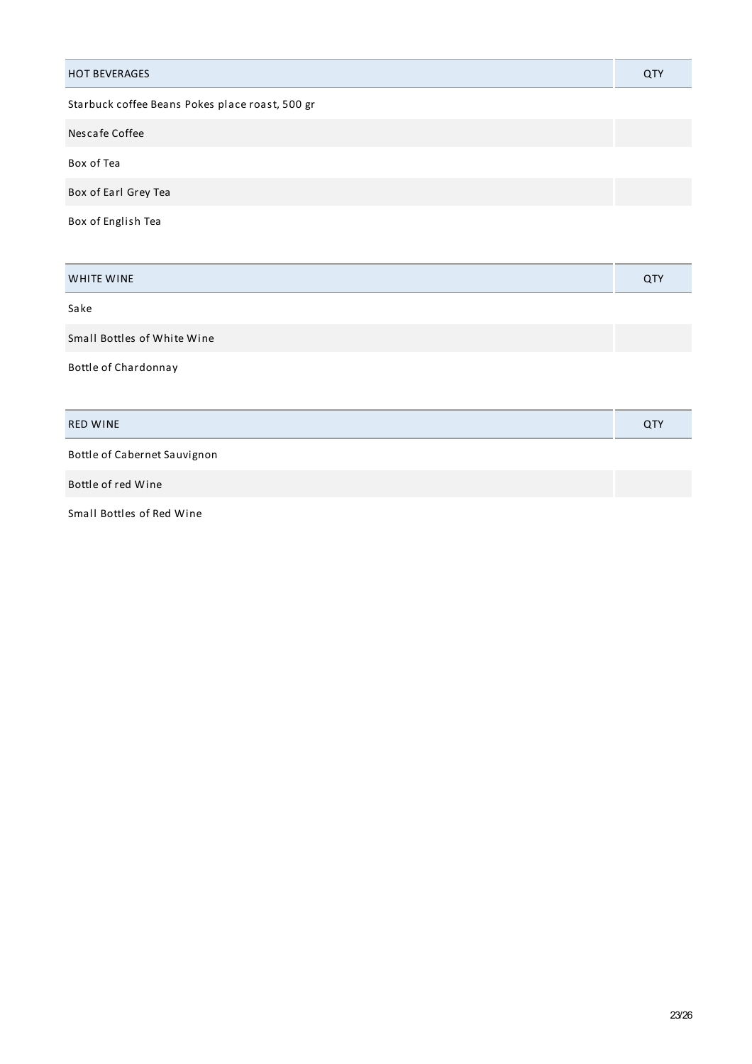| HOT BEVERAGES | QTY |
| --- | --- |
| Starbuck coffee Beans Pokes place roast, 500 gr | |
| Nescafe Coffee | |
| Box of Tea | |
| Box of Earl Grey Tea | |
| Box of English Tea | |

| WHITE WINE | QTY |
| --- | --- |
| Sake | |
| Small Bottles of White Wine | |
| Bottle of Chardonnay | |

| RED WINE | QTY |
| --- | --- |
| Bottle of Cabernet Sauvignon | |
| Bottle of red Wine | |
| Small Bottles of Red Wine | |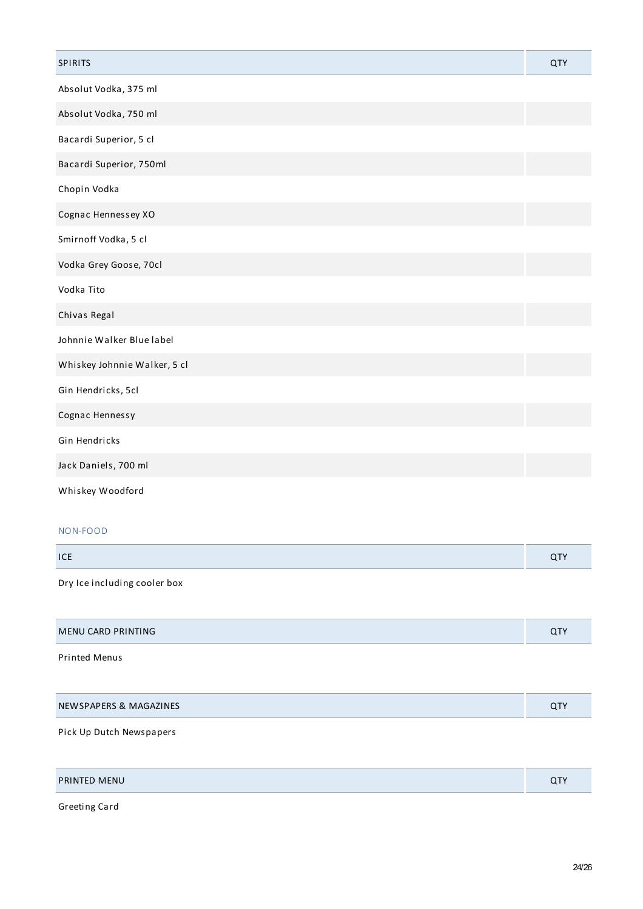| SPIRITS | QTY |
|---|---|
| Absolut Vodka, 375 ml | |
| Absolut Vodka, 750 ml | |
| Bacardi Superior, 5 cl | |
| Bacardi Superior, 750ml | |
| Chopin Vodka | |
| Cognac Hennessey XO | |
| Smirnoff Vodka, 5 cl | |
| Vodka Grey Goose, 70cl | |
| Vodka Tito | |
| Chivas Regal | |
| Johnnie Walker Blue label | |
| Whiskey Johnnie Walker, 5 cl | |
| Gin Hendricks, 5cl | |
| Cognac Hennessy | |
| Gin Hendricks | |
| Jack Daniels, 700 ml | |
| Whiskey Woodford | |

## NON-FOOD

| ICE | QTY |
|---|---|
| Dry Ice including cooler box | |

| MENU CARD PRINTING | QTY |
|---|---|
| Printed Menus | |

| NEWSPAPERS & MAGAZINES | QTY |
|---|---|
| Pick Up Dutch Newspapers | |

| PRINTED MENU | QTY |
|---|---|
| Greeting Card | |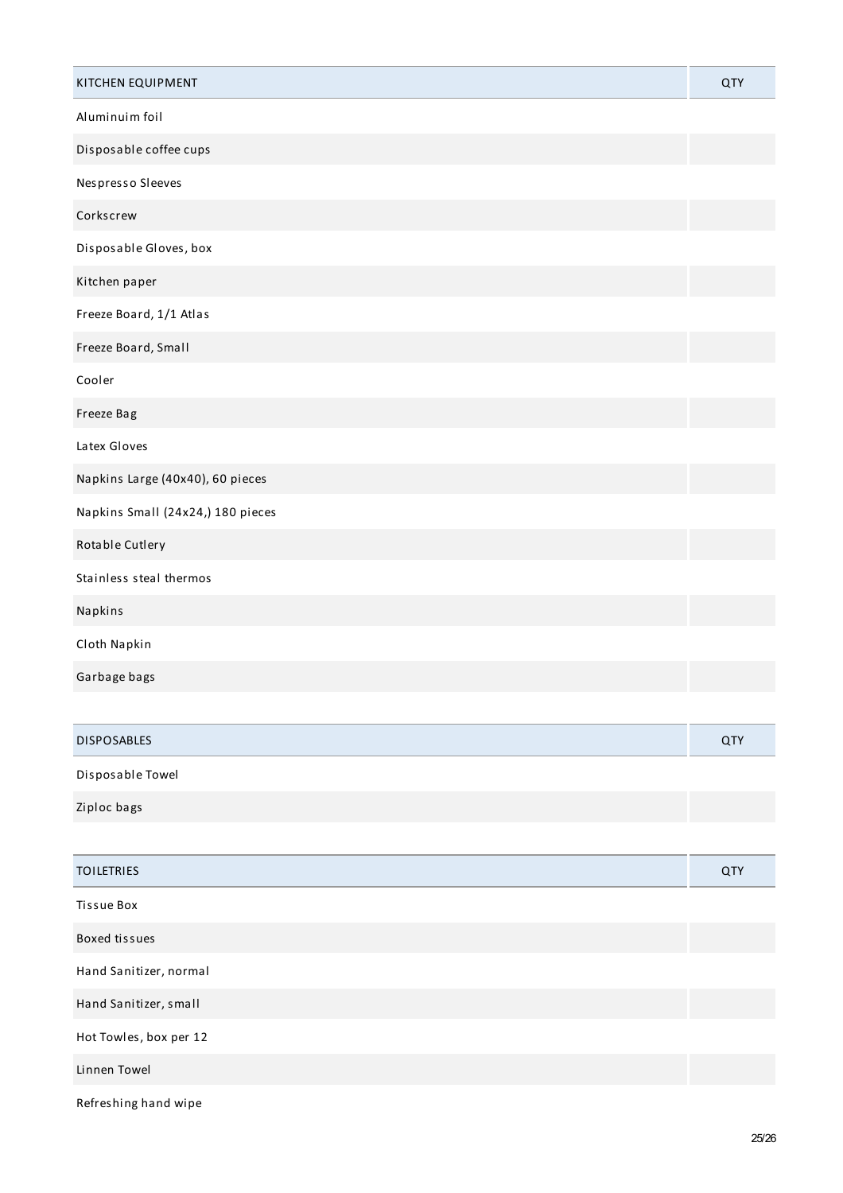| KITCHEN EQUIPMENT | QTY |
|---|---|
| Aluminuim foil | |
| Disposable coffee cups | |
| Nespresso Sleeves | |
| Corkscrew | |
| Disposable Gloves, box | |
| Kitchen paper | |
| Freeze Board, 1/1 Atlas | |
| Freeze Board, Small | |
| Cooler | |
| Freeze Bag | |
| Latex Gloves | |
| Napkins Large (40x40), 60 pieces | |
| Napkins Small (24x24,) 180 pieces | |
| Rotable Cutlery | |
| Stainless steal thermos | |
| Napkins | |
| Cloth Napkin | |
| Garbage bags | |

| DISPOSABLES | QTY |
|---|---|
| Disposable Towel | |
| Ziploc bags | |

| TOILETRIES | QTY |
|---|---|
| Tissue Box | |
| Boxed tissues | |
| Hand Sanitizer, normal | |
| Hand Sanitizer, small | |
| Hot Towles, box per 12 | |
| Linnen Towel | |
| Refreshing hand wipe | |